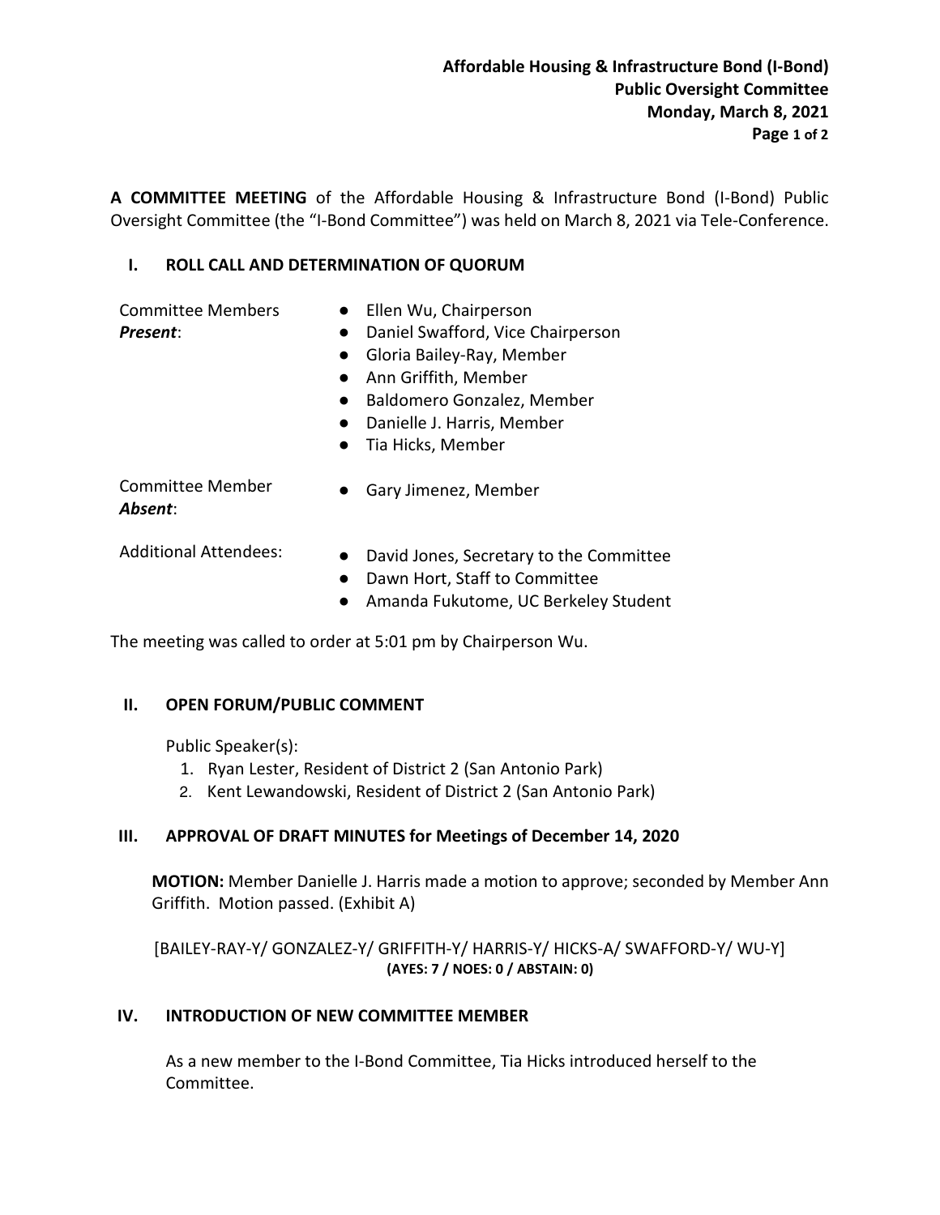**Affordable Housing & Infrastructure Bond (I-Bond)**
**Public Oversight Committee**
**Monday, March 8, 2021**

**A COMMITTEE MEETING** of the Affordable Housing & Infrastructure Bond (I-Bond) Public Oversight Committee (the "I-Bond Committee") was held on March 8, 2021 via Tele-Conference.

## I. ROLL CALL AND DETERMINATION OF QUORUM

Committee Members ***Present***:

- Ellen Wu, Chairperson
- Daniel Swafford, Vice Chairperson
- Gloria Bailey-Ray, Member
- Ann Griffith, Member
- Baldomero Gonzalez, Member
- Danielle J. Harris, Member
- Tia Hicks, Member

Committee Member ***Absent***:

- Gary Jimenez, Member

Additional Attendees:

- David Jones, Secretary to the Committee
- Dawn Hort, Staff to Committee
- Amanda Fukutome, UC Berkeley Student

The meeting was called to order at 5:01 pm by Chairperson Wu.

## II. OPEN FORUM/PUBLIC COMMENT

Public Speaker(s):

1. Ryan Lester, Resident of District 2 (San Antonio Park)
2. Kent Lewandowski, Resident of District 2 (San Antonio Park)

## III. APPROVAL OF DRAFT MINUTES for Meetings of December 14, 2020

**MOTION:** Member Danielle J. Harris made a motion to approve; seconded by Member Ann Griffith. Motion passed. (Exhibit A)

[BAILEY-RAY-Y/ GONZALEZ-Y/ GRIFFITH-Y/ HARRIS-Y/ HICKS-A/ SWAFFORD-Y/ WU-Y]
**(AYES: 7 / NOES: 0 / ABSTAIN: 0)**

## IV. INTRODUCTION OF NEW COMMITTEE MEMBER

As a new member to the I-Bond Committee, Tia Hicks introduced herself to the Committee.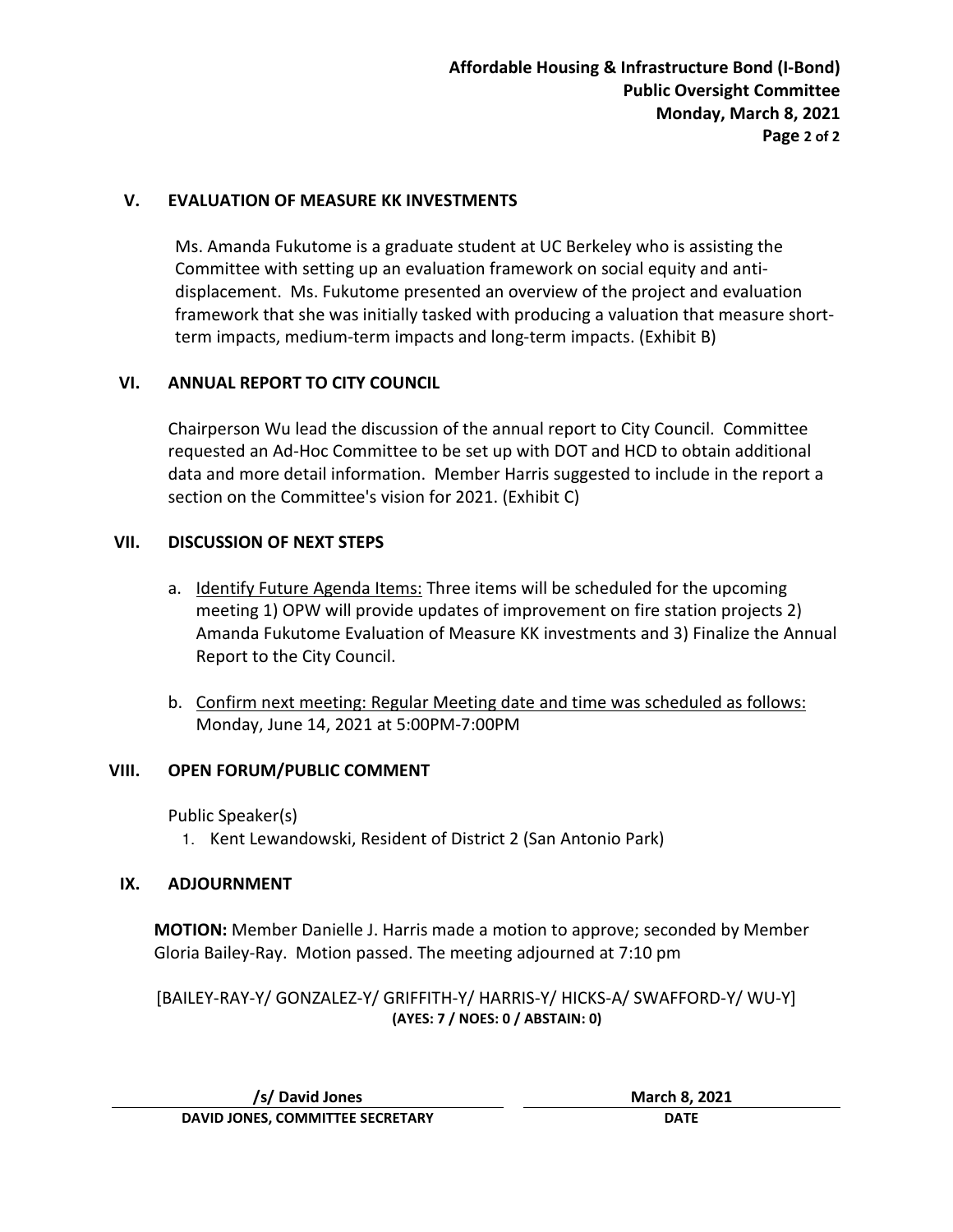## V. EVALUATION OF MEASURE KK INVESTMENTS

Ms. Amanda Fukutome is a graduate student at UC Berkeley who is assisting the Committee with setting up an evaluation framework on social equity and anti-displacement. Ms. Fukutome presented an overview of the project and evaluation framework that she was initially tasked with producing a valuation that measure short-term impacts, medium-term impacts and long-term impacts. (Exhibit B)

## VI. ANNUAL REPORT TO CITY COUNCIL

Chairperson Wu lead the discussion of the annual report to City Council. Committee requested an Ad-Hoc Committee to be set up with DOT and HCD to obtain additional data and more detail information. Member Harris suggested to include in the report a section on the Committee's vision for 2021. (Exhibit C)

## VII. DISCUSSION OF NEXT STEPS

a. Identify Future Agenda Items: Three items will be scheduled for the upcoming meeting 1) OPW will provide updates of improvement on fire station projects 2) Amanda Fukutome Evaluation of Measure KK investments and 3) Finalize the Annual Report to the City Council.

b. Confirm next meeting: Regular Meeting date and time was scheduled as follows: Monday, June 14, 2021 at 5:00PM-7:00PM

## VIII. OPEN FORUM/PUBLIC COMMENT

Public Speaker(s)

1. Kent Lewandowski, Resident of District 2 (San Antonio Park)

## IX. ADJOURNMENT

**MOTION:** Member Danielle J. Harris made a motion to approve; seconded by Member Gloria Bailey-Ray. Motion passed. The meeting adjourned at 7:10 pm

[BAILEY-RAY-Y/ GONZALEZ-Y/ GRIFFITH-Y/ HARRIS-Y/ HICKS-A/ SWAFFORD-Y/ WU-Y]
**(AYES: 7 / NOES: 0 / ABSTAIN: 0)**

| /s/ David Jones | March 8, 2021 |
|---|---|
| **DAVID JONES, COMMITTEE SECRETARY** | **DATE** |